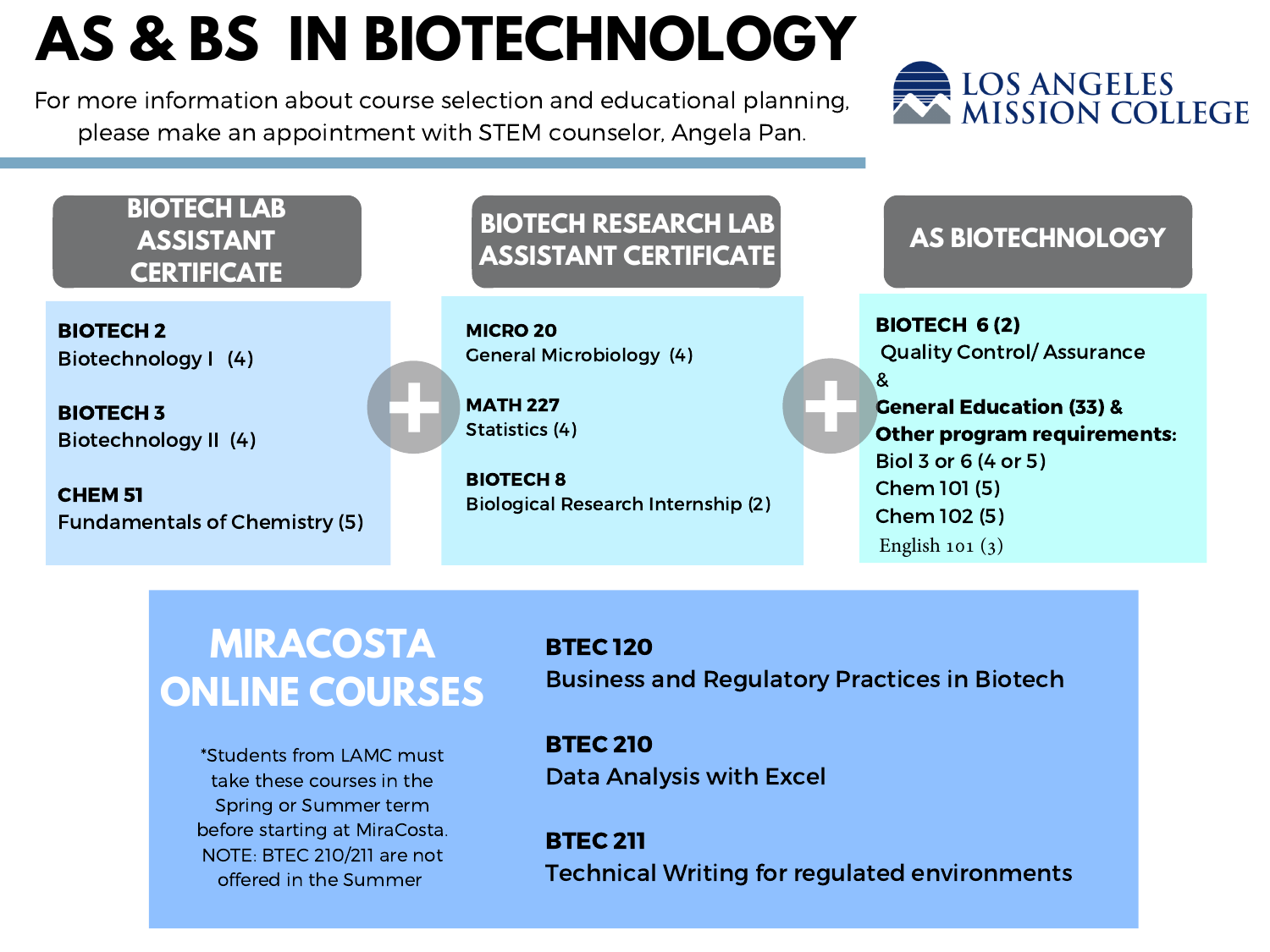# AS & BS IN BIOTECHNOLOGY

For more information about course selection and educational planning, please make an appointment with STEM counselor, Angela Pan.

LOS ANGELES MISSION COLLEGE

## BIOTECH LAB ASSISTANT CERTIFICATE

**BIOTECH 2**
Biotechnology I (4)

**BIOTECH 3**
Biotechnology II (4)

**CHEM 51**
Fundamentals of Chemistry (5)

+

## BIOTECH RESEARCH LAB ASSISTANT CERTIFICATE

**MICRO 20**
General Microbiology (4)

**MATH 227**
Statistics (4)

**BIOTECH 8**
Biological Research Internship (2)

+

## AS BIOTECHNOLOGY

**BIOTECH 6 (2)**
Quality Control/ Assurance
&
**General Education (33) &**
**Other program requirements:**
Biol 3 or 6 (4 or 5)
Chem 101 (5)
Chem 102 (5)
English 101 (3)

## MIRACOSTA ONLINE COURSES

*Students from LAMC must take these courses in the Spring or Summer term before starting at MiraCosta. NOTE: BTEC 210/211 are not offered in the Summer

**BTEC 120**
Business and Regulatory Practices in Biotech

**BTEC 210**
Data Analysis with Excel

**BTEC 211**
Technical Writing for regulated environments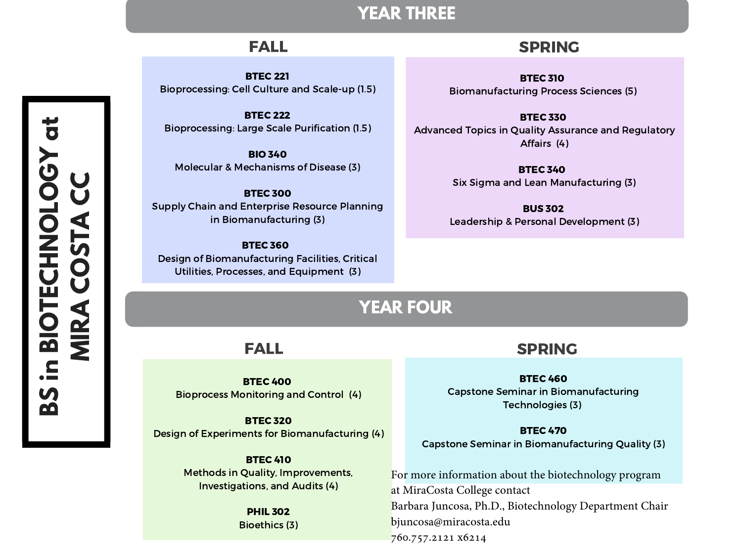# BS in BIOTECHNOLOGY at MIRA COSTA CC

## YEAR THREE

### FALL

**BTEC 221**
Bioprocessing: Cell Culture and Scale-up (1.5)

**BTEC 222**
Bioprocessing: Large Scale Purification (1.5)

**BIO 340**
Molecular & Mechanisms of Disease (3)

**BTEC 300**
Supply Chain and Enterprise Resource Planning in Biomanufacturing (3)

**BTEC 360**
Design of Biomanufacturing Facilities, Critical Utilities, Processes, and Equipment (3)

### SPRING

**BTEC 310**
Biomanufacturing Process Sciences (5)

**BTEC 330**
Advanced Topics in Quality Assurance and Regulatory Affairs (4)

**BTEC 340**
Six Sigma and Lean Manufacturing (3)

**BUS 302**
Leadership & Personal Development (3)

## YEAR FOUR

### FALL

**BTEC 400**
Bioprocess Monitoring and Control (4)

**BTEC 320**
Design of Experiments for Biomanufacturing (4)

**BTEC 410**
Methods in Quality, Improvements, Investigations, and Audits (4)

**PHIL 302**
Bioethics (3)

### SPRING

**BTEC 460**
Capstone Seminar in Biomanufacturing Technologies (3)

**BTEC 470**
Capstone Seminar in Biomanufacturing Quality (3)

For more information about the biotechnology program at MiraCosta College contact
Barbara Juncosa, Ph.D., Biotechnology Department Chair
bjuncosa@miracosta.edu
760.757.2121 x6214